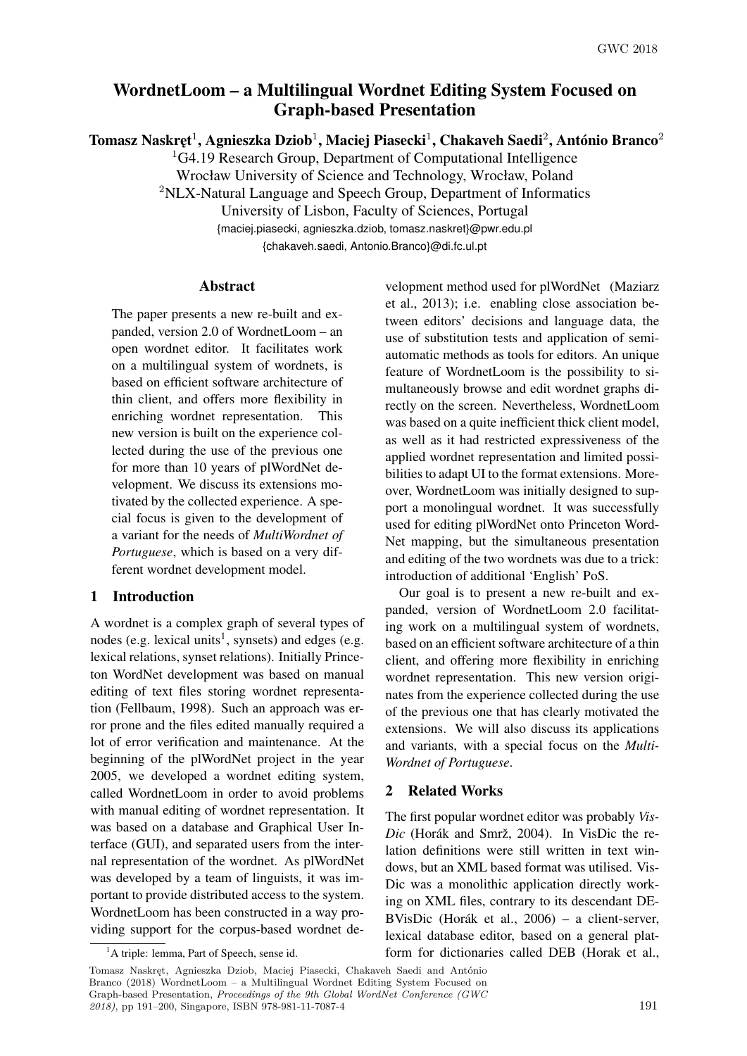# WordnetLoom – a Multilingual Wordnet Editing System Focused on Graph-based Presentation

**Tomasz Naskręt**[1], **Agnieszka Dziob**[1], **Maciej Piasecki**[1], **Chakaveh Saedi**[2], **António Branco**[2]

[1]G4.19 Research Group, Department of Computational Intelligence
Wrocław University of Science and Technology, Wrocław, Poland
[2]NLX-Natural Language and Speech Group, Department of Informatics
University of Lisbon, Faculty of Sciences, Portugal
{maciej.piasecki, agnieszka.dziob, tomasz.naskret}@pwr.edu.pl
{chakaveh.saedi, Antonio.Branco}@di.fc.ul.pt

## Abstract

The paper presents a new re-built and expanded, version 2.0 of WordnetLoom – an open wordnet editor. It facilitates work on a multilingual system of wordnets, is based on efficient software architecture of thin client, and offers more flexibility in enriching wordnet representation. This new version is built on the experience collected during the use of the previous one for more than 10 years of plWordNet development. We discuss its extensions motivated by the collected experience. A special focus is given to the development of a variant for the needs of *MultiWordnet of Portuguese*, which is based on a very different wordnet development model.

## 1 Introduction

A wordnet is a complex graph of several types of nodes (e.g. lexical units[1], synsets) and edges (e.g. lexical relations, synset relations). Initially Princeton WordNet development was based on manual editing of text files storing wordnet representation (Fellbaum, 1998). Such an approach was error prone and the files edited manually required a lot of error verification and maintenance. At the beginning of the plWordNet project in the year 2005, we developed a wordnet editing system, called WordnetLoom in order to avoid problems with manual editing of wordnet representation. It was based on a database and Graphical User Interface (GUI), and separated users from the internal representation of the wordnet. As plWordNet was developed by a team of linguists, it was important to provide distributed access to the system. WordnetLoom has been constructed in a way providing support for the corpus-based wordnet development method used for plWordNet (Maziarz et al., 2013); i.e. enabling close association between editors' decisions and language data, the use of substitution tests and application of semi-automatic methods as tools for editors. An unique feature of WordnetLoom is the possibility to simultaneously browse and edit wordnet graphs directly on the screen. Nevertheless, WordnetLoom was based on a quite inefficient thick client model, as well as it had restricted expressiveness of the applied wordnet representation and limited possibilities to adapt UI to the format extensions. Moreover, WordnetLoom was initially designed to support a monolingual wordnet. It was successfully used for editing plWordNet onto Princeton WordNet mapping, but the simultaneous presentation and editing of the two wordnets was due to a trick: introduction of additional 'English' PoS.

Our goal is to present a new re-built and expanded, version of WordnetLoom 2.0 facilitating work on a multilingual system of wordnets, based on an efficient software architecture of a thin client, and offering more flexibility in enriching wordnet representation. This new version originates from the experience collected during the use of the previous one that has clearly motivated the extensions. We will also discuss its applications and variants, with a special focus on the *Multi-Wordnet of Portuguese*.

## 2 Related Works

The first popular wordnet editor was probably *VisDic* (Horák and Smrž, 2004). In VisDic the relation definitions were still written in text windows, but an XML based format was utilised. VisDic was a monolithic application directly working on XML files, contrary to its descendant DEBVisDic (Horák et al., 2006) – a client-server, lexical database editor, based on a general platform for dictionaries called DEB (Horak et al.,

[1]A triple: lemma, Part of Speech, sense id.

Tomasz Naskręt, Agnieszka Dziob, Maciej Piasecki, Chakaveh Saedi and António Branco (2018) WordnetLoom – a Multilingual Wordnet Editing System Focused on Graph-based Presentation, *Proceedings of the 9th Global WordNet Conference (GWC 2018)*, pp 191–200, Singapore, ISBN 978-981-11-7087-4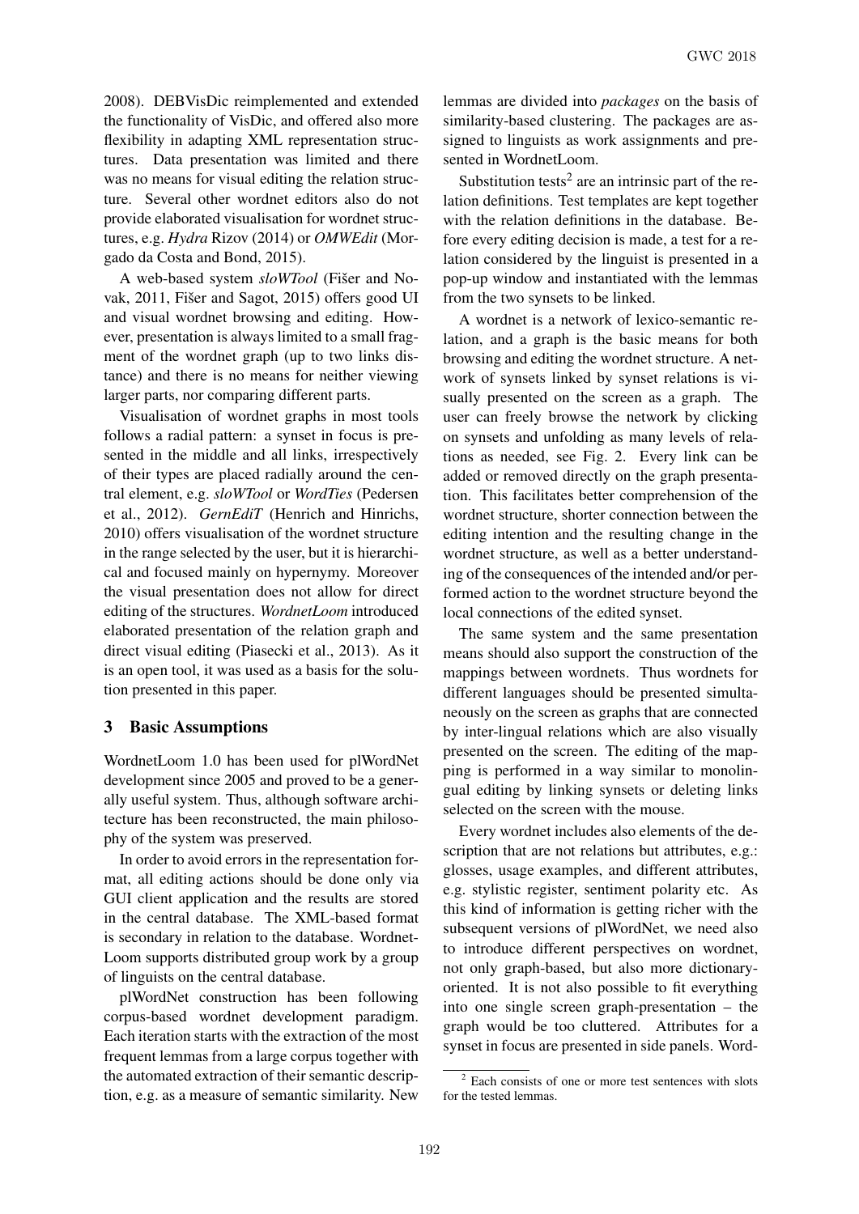2008). DEBVisDic reimplemented and extended the functionality of VisDic, and offered also more flexibility in adapting XML representation structures. Data presentation was limited and there was no means for visual editing the relation structure. Several other wordnet editors also do not provide elaborated visualisation for wordnet structures, e.g. *Hydra* Rizov (2014) or *OMWEdit* (Morgado da Costa and Bond, 2015).

A web-based system *sloWTool* (Fišer and Novak, 2011, Fišer and Sagot, 2015) offers good UI and visual wordnet browsing and editing. However, presentation is always limited to a small fragment of the wordnet graph (up to two links distance) and there is no means for neither viewing larger parts, nor comparing different parts.

Visualisation of wordnet graphs in most tools follows a radial pattern: a synset in focus is presented in the middle and all links, irrespectively of their types are placed radially around the central element, e.g. *sloWTool* or *WordTies* (Pedersen et al., 2012). *GernEdiT* (Henrich and Hinrichs, 2010) offers visualisation of the wordnet structure in the range selected by the user, but it is hierarchical and focused mainly on hypernymy. Moreover the visual presentation does not allow for direct editing of the structures. *WordnetLoom* introduced elaborated presentation of the relation graph and direct visual editing (Piasecki et al., 2013). As it is an open tool, it was used as a basis for the solution presented in this paper.

## 3 Basic Assumptions

WordnetLoom 1.0 has been used for plWordNet development since 2005 and proved to be a generally useful system. Thus, although software architecture has been reconstructed, the main philosophy of the system was preserved.

In order to avoid errors in the representation format, all editing actions should be done only via GUI client application and the results are stored in the central database. The XML-based format is secondary in relation to the database. WordnetLoom supports distributed group work by a group of linguists on the central database.

plWordNet construction has been following corpus-based wordnet development paradigm. Each iteration starts with the extraction of the most frequent lemmas from a large corpus together with the automated extraction of their semantic description, e.g. as a measure of semantic similarity. New lemmas are divided into *packages* on the basis of similarity-based clustering. The packages are assigned to linguists as work assignments and presented in WordnetLoom.

Substitution tests[2] are an intrinsic part of the relation definitions. Test templates are kept together with the relation definitions in the database. Before every editing decision is made, a test for a relation considered by the linguist is presented in a pop-up window and instantiated with the lemmas from the two synsets to be linked.

A wordnet is a network of lexico-semantic relation, and a graph is the basic means for both browsing and editing the wordnet structure. A network of synsets linked by synset relations is visually presented on the screen as a graph. The user can freely browse the network by clicking on synsets and unfolding as many levels of relations as needed, see Fig. 2. Every link can be added or removed directly on the graph presentation. This facilitates better comprehension of the wordnet structure, shorter connection between the editing intention and the resulting change in the wordnet structure, as well as a better understanding of the consequences of the intended and/or performed action to the wordnet structure beyond the local connections of the edited synset.

The same system and the same presentation means should also support the construction of the mappings between wordnets. Thus wordnets for different languages should be presented simultaneously on the screen as graphs that are connected by inter-lingual relations which are also visually presented on the screen. The editing of the mapping is performed in a way similar to monolingual editing by linking synsets or deleting links selected on the screen with the mouse.

Every wordnet includes also elements of the description that are not relations but attributes, e.g.: glosses, usage examples, and different attributes, e.g. stylistic register, sentiment polarity etc. As this kind of information is getting richer with the subsequent versions of plWordNet, we need also to introduce different perspectives on wordnet, not only graph-based, but also more dictionary-oriented. It is not also possible to fit everything into one single screen graph-presentation – the graph would be too cluttered. Attributes for a synset in focus are presented in side panels. Word-

[2] Each consists of one or more test sentences with slots for the tested lemmas.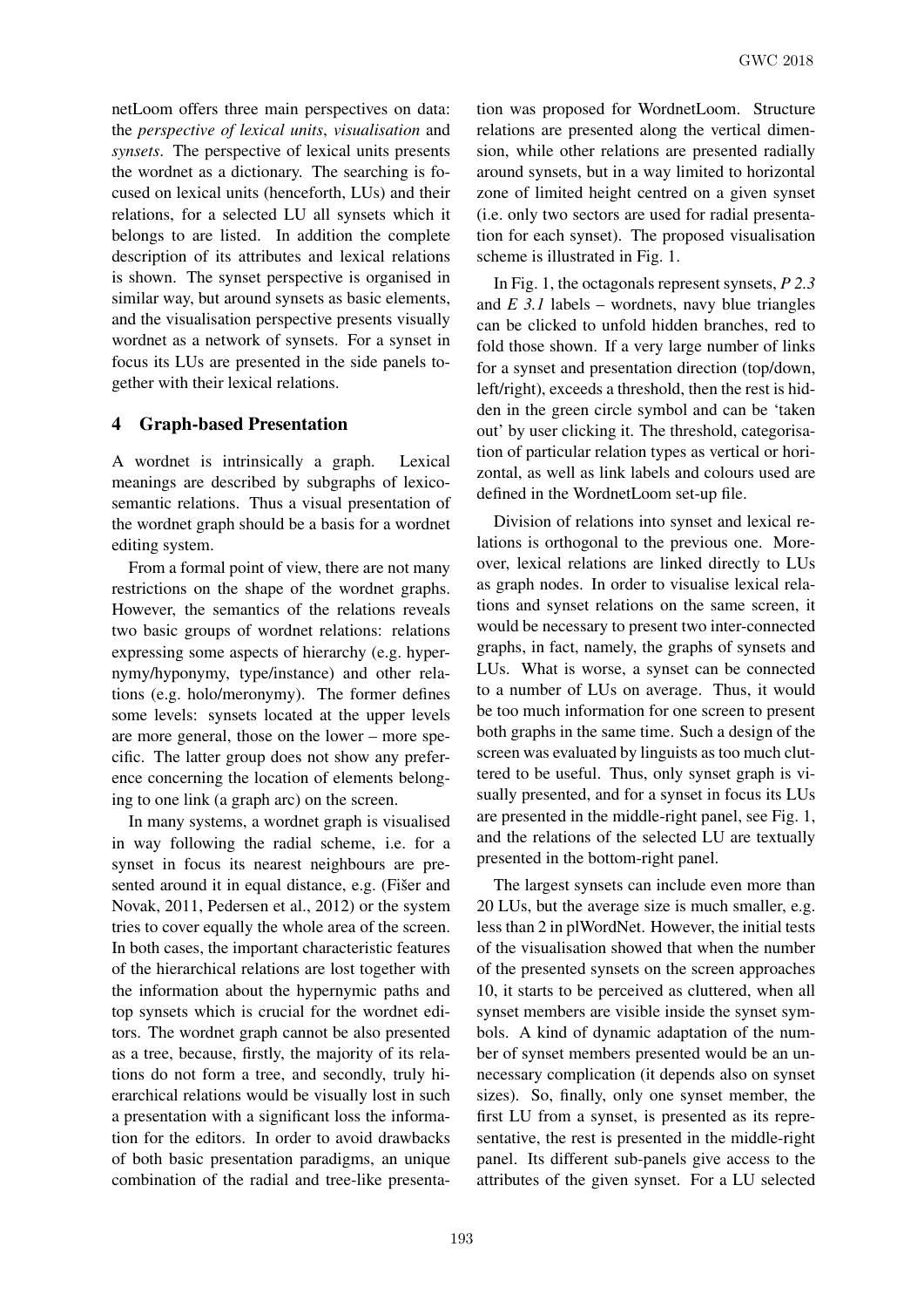netLoom offers three main perspectives on data: the *perspective of lexical units*, *visualisation* and *synsets*. The perspective of lexical units presents the wordnet as a dictionary. The searching is focused on lexical units (henceforth, LUs) and their relations, for a selected LU all synsets which it belongs to are listed. In addition the complete description of its attributes and lexical relations is shown. The synset perspective is organised in similar way, but around synsets as basic elements, and the visualisation perspective presents visually wordnet as a network of synsets. For a synset in focus its LUs are presented in the side panels together with their lexical relations.

## 4 Graph-based Presentation

A wordnet is intrinsically a graph. Lexical meanings are described by subgraphs of lexico-semantic relations. Thus a visual presentation of the wordnet graph should be a basis for a wordnet editing system.

From a formal point of view, there are not many restrictions on the shape of the wordnet graphs. However, the semantics of the relations reveals two basic groups of wordnet relations: relations expressing some aspects of hierarchy (e.g. hypernymy/hyponymy, type/instance) and other relations (e.g. holo/meronymy). The former defines some levels: synsets located at the upper levels are more general, those on the lower – more specific. The latter group does not show any preference concerning the location of elements belonging to one link (a graph arc) on the screen.

In many systems, a wordnet graph is visualised in way following the radial scheme, i.e. for a synset in focus its nearest neighbours are presented around it in equal distance, e.g. (Fišer and Novak, 2011, Pedersen et al., 2012) or the system tries to cover equally the whole area of the screen. In both cases, the important characteristic features of the hierarchical relations are lost together with the information about the hypernymic paths and top synsets which is crucial for the wordnet editors. The wordnet graph cannot be also presented as a tree, because, firstly, the majority of its relations do not form a tree, and secondly, truly hierarchical relations would be visually lost in such a presentation with a significant loss the information for the editors. In order to avoid drawbacks of both basic presentation paradigms, an unique combination of the radial and tree-like presentation was proposed for WordnetLoom. Structure relations are presented along the vertical dimension, while other relations are presented radially around synsets, but in a way limited to horizontal zone of limited height centred on a given synset (i.e. only two sectors are used for radial presentation for each synset). The proposed visualisation scheme is illustrated in Fig. 1.

In Fig. 1, the octagonals represent synsets, *P 2.3* and *E 3.1* labels – wordnets, navy blue triangles can be clicked to unfold hidden branches, red to fold those shown. If a very large number of links for a synset and presentation direction (top/down, left/right), exceeds a threshold, then the rest is hidden in the green circle symbol and can be 'taken out' by user clicking it. The threshold, categorisation of particular relation types as vertical or horizontal, as well as link labels and colours used are defined in the WordnetLoom set-up file.

Division of relations into synset and lexical relations is orthogonal to the previous one. Moreover, lexical relations are linked directly to LUs as graph nodes. In order to visualise lexical relations and synset relations on the same screen, it would be necessary to present two inter-connected graphs, in fact, namely, the graphs of synsets and LUs. What is worse, a synset can be connected to a number of LUs on average. Thus, it would be too much information for one screen to present both graphs in the same time. Such a design of the screen was evaluated by linguists as too much cluttered to be useful. Thus, only synset graph is visually presented, and for a synset in focus its LUs are presented in the middle-right panel, see Fig. 1, and the relations of the selected LU are textually presented in the bottom-right panel.

The largest synsets can include even more than 20 LUs, but the average size is much smaller, e.g. less than 2 in plWordNet. However, the initial tests of the visualisation showed that when the number of the presented synsets on the screen approaches 10, it starts to be perceived as cluttered, when all synset members are visible inside the synset symbols. A kind of dynamic adaptation of the number of synset members presented would be an unnecessary complication (it depends also on synset sizes). So, finally, only one synset member, the first LU from a synset, is presented as its representative, the rest is presented in the middle-right panel. Its different sub-panels give access to the attributes of the given synset. For a LU selected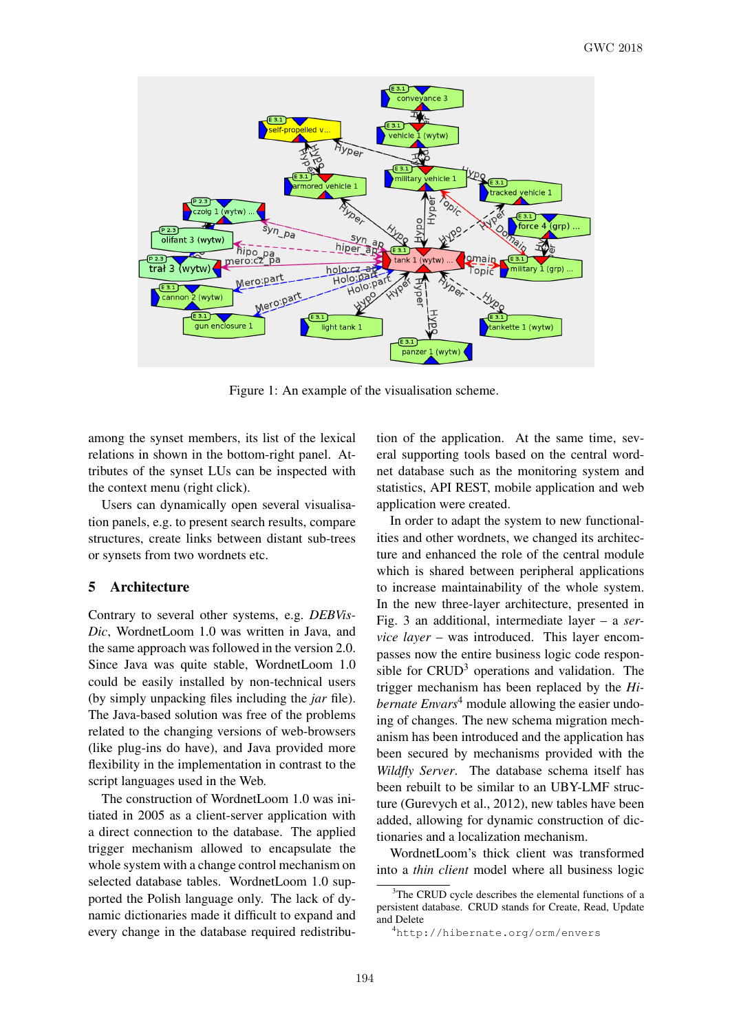Figure 1: An example of the visualisation scheme.

among the synset members, its list of the lexical relations in shown in the bottom-right panel. Attributes of the synset LUs can be inspected with the context menu (right click).

Users can dynamically open several visualisation panels, e.g. to present search results, compare structures, create links between distant sub-trees or synsets from two wordnets etc.

## 5 Architecture

Contrary to several other systems, e.g. *DEBVisDic*, WordnetLoom 1.0 was written in Java, and the same approach was followed in the version 2.0. Since Java was quite stable, WordnetLoom 1.0 could be easily installed by non-technical users (by simply unpacking files including the *jar* file). The Java-based solution was free of the problems related to the changing versions of web-browsers (like plug-ins do have), and Java provided more flexibility in the implementation in contrast to the script languages used in the Web.

The construction of WordnetLoom 1.0 was initiated in 2005 as a client-server application with a direct connection to the database. The applied trigger mechanism allowed to encapsulate the whole system with a change control mechanism on selected database tables. WordnetLoom 1.0 supported the Polish language only. The lack of dynamic dictionaries made it difficult to expand and every change in the database required redistribution of the application. At the same time, several supporting tools based on the central wordnet database such as the monitoring system and statistics, API REST, mobile application and web application were created.

In order to adapt the system to new functionalities and other wordnets, we changed its architecture and enhanced the role of the central module which is shared between peripheral applications to increase maintainability of the whole system. In the new three-layer architecture, presented in Fig. 3 an additional, intermediate layer – a *service layer* – was introduced. This layer encompasses now the entire business logic code responsible for CRUD[3] operations and validation. The trigger mechanism has been replaced by the *Hibernate Envars*[4] module allowing the easier undoing of changes. The new schema migration mechanism has been introduced and the application has been secured by mechanisms provided with the *Wildfly Server*. The database schema itself has been rebuilt to be similar to an UBY-LMF structure (Gurevych et al., 2012), new tables have been added, allowing for dynamic construction of dictionaries and a localization mechanism.

WordnetLoom's thick client was transformed into a *thin client* model where all business logic

[3]The CRUD cycle describes the elemental functions of a persistent database. CRUD stands for Create, Read, Update and Delete

[4]http://hibernate.org/orm/envers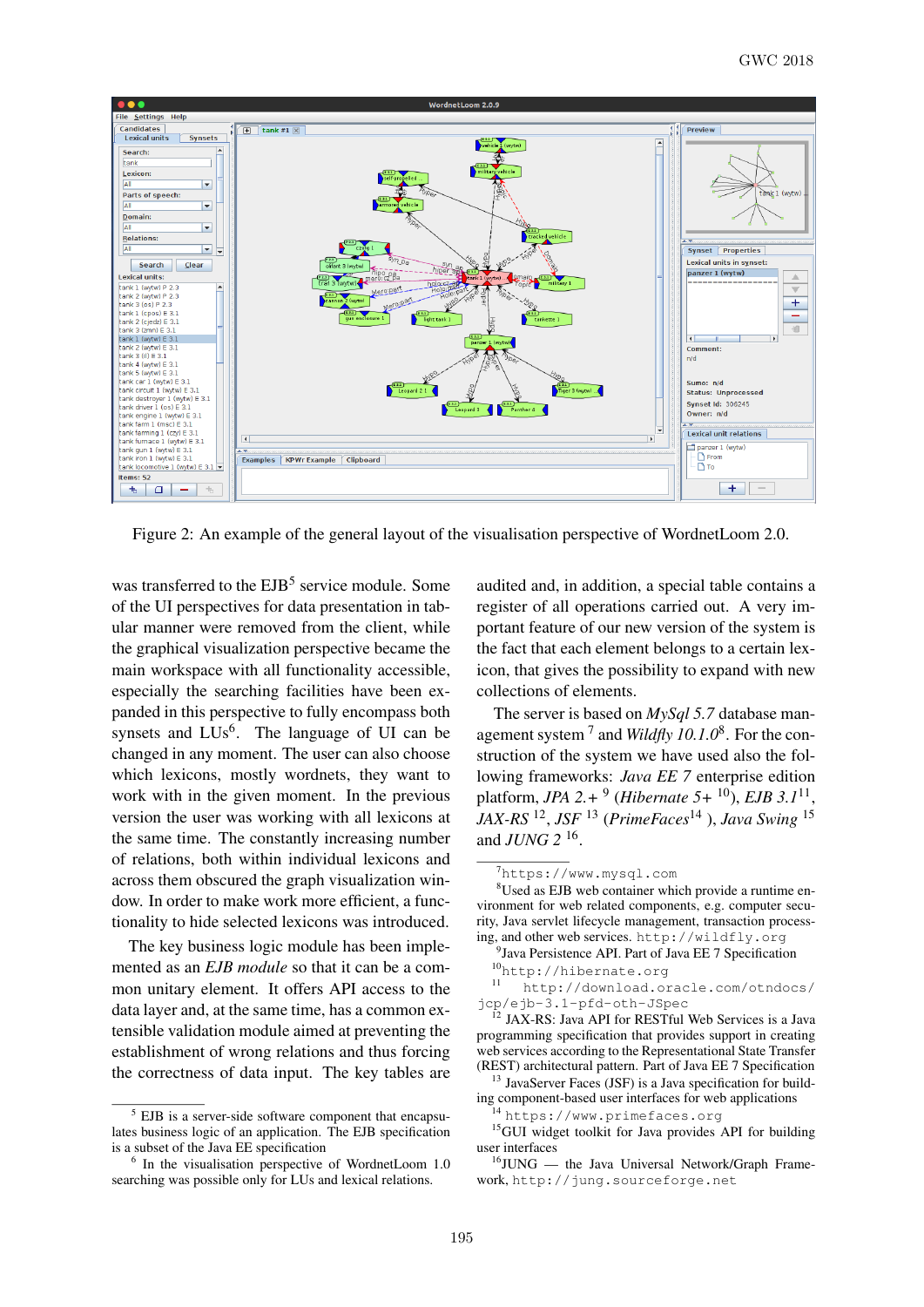Figure 2: An example of the general layout of the visualisation perspective of WordnetLoom 2.0.

was transferred to the EJB[5] service module. Some of the UI perspectives for data presentation in tabular manner were removed from the client, while the graphical visualization perspective became the main workspace with all functionality accessible, especially the searching facilities have been expanded in this perspective to fully encompass both synsets and LUs[6]. The language of UI can be changed in any moment. The user can also choose which lexicons, mostly wordnets, they want to work with in the given moment. In the previous version the user was working with all lexicons at the same time. The constantly increasing number of relations, both within individual lexicons and across them obscured the graph visualization window. In order to make work more efficient, a functionality to hide selected lexicons was introduced.

The key business logic module has been implemented as an *EJB module* so that it can be a common unitary element. It offers API access to the data layer and, at the same time, has a common extensible validation module aimed at preventing the establishment of wrong relations and thus forcing the correctness of data input. The key tables are audited and, in addition, a special table contains a register of all operations carried out. A very important feature of our new version of the system is the fact that each element belongs to a certain lexicon, that gives the possibility to expand with new collections of elements.

The server is based on *MySql 5.7* database management system [7] and *Wildfly 10.1.0*[8]. For the construction of the system we have used also the following frameworks: *Java EE 7* enterprise edition platform, *JPA 2.+* [9] (*Hibernate 5+* [10]), *EJB 3.1*[11], *JAX-RS* [12], *JSF* [13] (*PrimeFaces*[14] ), *Java Swing* [15] and *JUNG 2* [16].

---

[5] EJB is a server-side software component that encapsulates business logic of an application. The EJB specification is a subset of the Java EE specification

[6] In the visualisation perspective of WordnetLoom 1.0 searching was possible only for LUs and lexical relations.

[7] https://www.mysql.com

[8] Used as EJB web container which provide a runtime environment for web related components, e.g. computer security, Java servlet lifecycle management, transaction processing, and other web services. http://wildfly.org

[9] Java Persistence API. Part of Java EE 7 Specification

[10] http://hibernate.org

[11] http://download.oracle.com/otndocs/jcp/ejb-3.1-pfd-oth-JSpec

[12] JAX-RS: Java API for RESTful Web Services is a Java programming specification that provides support in creating web services according to the Representational State Transfer (REST) architectural pattern. Part of Java EE 7 Specification

[13] JavaServer Faces (JSF) is a Java specification for building component-based user interfaces for web applications

[14] https://www.primefaces.org

[15] GUI widget toolkit for Java provides API for building user interfaces

[16] JUNG — the Java Universal Network/Graph Framework, http://jung.sourceforge.net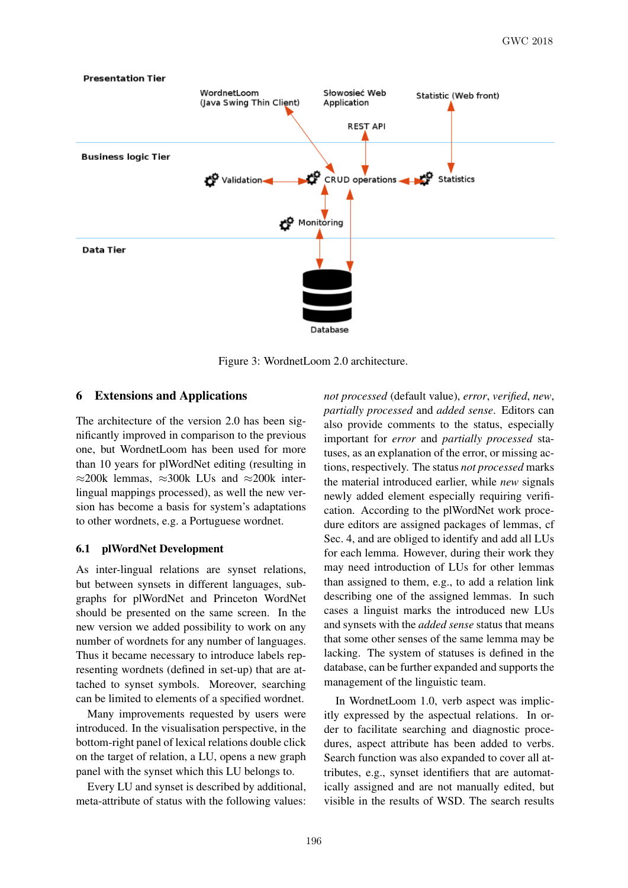Figure 3: WordnetLoom 2.0 architecture.

## 6 Extensions and Applications

The architecture of the version 2.0 has been significantly improved in comparison to the previous one, but WordnetLoom has been used for more than 10 years for plWordNet editing (resulting in ≈200k lemmas, ≈300k LUs and ≈200k inter-lingual mappings processed), as well the new version has become a basis for system's adaptations to other wordnets, e.g. a Portuguese wordnet.

### 6.1 plWordNet Development

As inter-lingual relations are synset relations, but between synsets in different languages, subgraphs for plWordNet and Princeton WordNet should be presented on the same screen. In the new version we added possibility to work on any number of wordnets for any number of languages. Thus it became necessary to introduce labels representing wordnets (defined in set-up) that are attached to synset symbols. Moreover, searching can be limited to elements of a specified wordnet.

Many improvements requested by users were introduced. In the visualisation perspective, in the bottom-right panel of lexical relations double click on the target of relation, a LU, opens a new graph panel with the synset which this LU belongs to.

Every LU and synset is described by additional, meta-attribute of status with the following values: *not processed* (default value), *error*, *verified*, *new*, *partially processed* and *added sense*. Editors can also provide comments to the status, especially important for *error* and *partially processed* statuses, as an explanation of the error, or missing actions, respectively. The status *not processed* marks the material introduced earlier, while *new* signals newly added element especially requiring verification. According to the plWordNet work procedure editors are assigned packages of lemmas, cf Sec. 4, and are obliged to identify and add all LUs for each lemma. However, during their work they may need introduction of LUs for other lemmas than assigned to them, e.g., to add a relation link describing one of the assigned lemmas. In such cases a linguist marks the introduced new LUs and synsets with the *added sense* status that means that some other senses of the same lemma may be lacking. The system of statuses is defined in the database, can be further expanded and supports the management of the linguistic team.

In WordnetLoom 1.0, verb aspect was implicitly expressed by the aspectual relations. In order to facilitate searching and diagnostic procedures, aspect attribute has been added to verbs. Search function was also expanded to cover all attributes, e.g., synset identifiers that are automatically assigned and are not manually edited, but visible in the results of WSD. The search results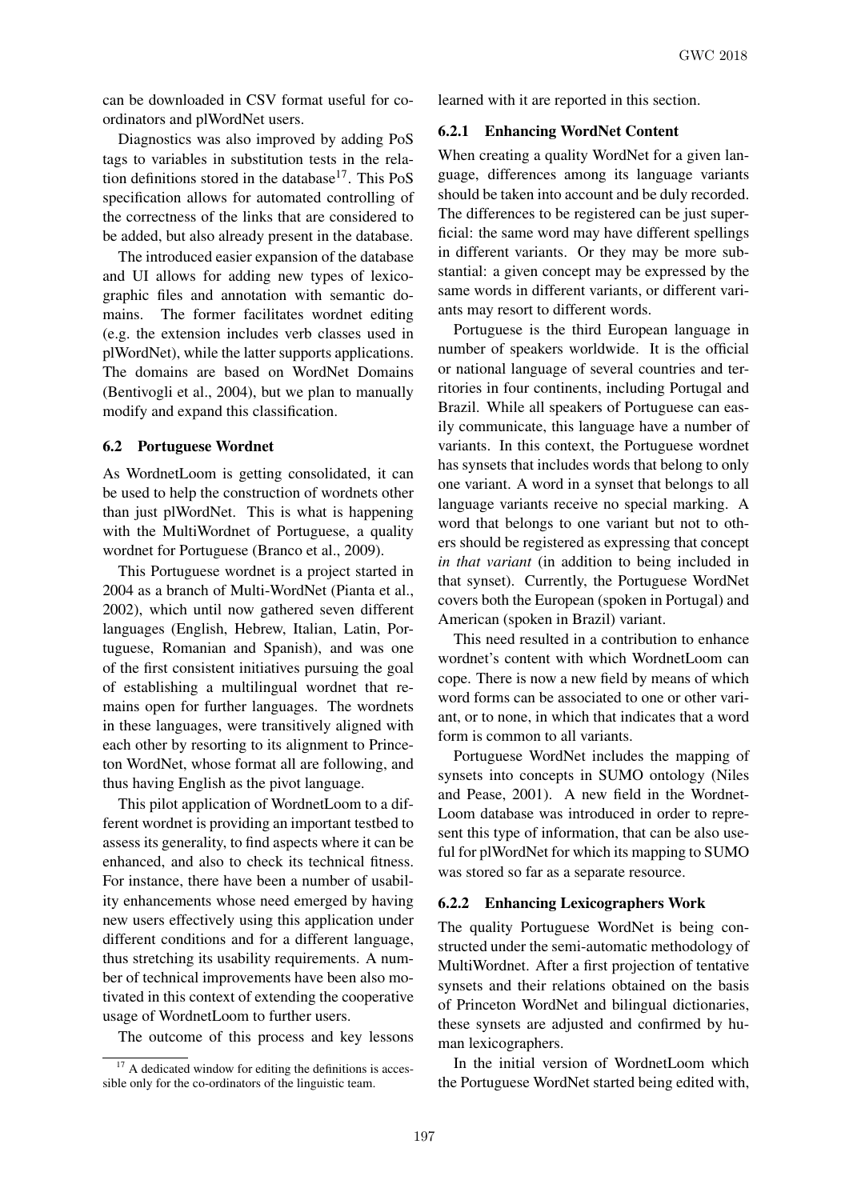can be downloaded in CSV format useful for co-ordinators and plWordNet users.

Diagnostics was also improved by adding PoS tags to variables in substitution tests in the relation definitions stored in the database[17]. This PoS specification allows for automated controlling of the correctness of the links that are considered to be added, but also already present in the database.

The introduced easier expansion of the database and UI allows for adding new types of lexicographic files and annotation with semantic domains. The former facilitates wordnet editing (e.g. the extension includes verb classes used in plWordNet), while the latter supports applications. The domains are based on WordNet Domains (Bentivogli et al., 2004), but we plan to manually modify and expand this classification.

## 6.2 Portuguese Wordnet

As WordnetLoom is getting consolidated, it can be used to help the construction of wordnets other than just plWordNet. This is what is happening with the MultiWordnet of Portuguese, a quality wordnet for Portuguese (Branco et al., 2009).

This Portuguese wordnet is a project started in 2004 as a branch of Multi-WordNet (Pianta et al., 2002), which until now gathered seven different languages (English, Hebrew, Italian, Latin, Portuguese, Romanian and Spanish), and was one of the first consistent initiatives pursuing the goal of establishing a multilingual wordnet that remains open for further languages. The wordnets in these languages, were transitively aligned with each other by resorting to its alignment to Princeton WordNet, whose format all are following, and thus having English as the pivot language.

This pilot application of WordnetLoom to a different wordnet is providing an important testbed to assess its generality, to find aspects where it can be enhanced, and also to check its technical fitness. For instance, there have been a number of usability enhancements whose need emerged by having new users effectively using this application under different conditions and for a different language, thus stretching its usability requirements. A number of technical improvements have been also motivated in this context of extending the cooperative usage of WordnetLoom to further users.

The outcome of this process and key lessons learned with it are reported in this section.

### 6.2.1 Enhancing WordNet Content

When creating a quality WordNet for a given language, differences among its language variants should be taken into account and be duly recorded. The differences to be registered can be just superficial: the same word may have different spellings in different variants. Or they may be more substantial: a given concept may be expressed by the same words in different variants, or different variants may resort to different words.

Portuguese is the third European language in number of speakers worldwide. It is the official or national language of several countries and territories in four continents, including Portugal and Brazil. While all speakers of Portuguese can easily communicate, this language have a number of variants. In this context, the Portuguese wordnet has synsets that includes words that belong to only one variant. A word in a synset that belongs to all language variants receive no special marking. A word that belongs to one variant but not to others should be registered as expressing that concept *in that variant* (in addition to being included in that synset). Currently, the Portuguese WordNet covers both the European (spoken in Portugal) and American (spoken in Brazil) variant.

This need resulted in a contribution to enhance wordnet's content with which WordnetLoom can cope. There is now a new field by means of which word forms can be associated to one or other variant, or to none, in which that indicates that a word form is common to all variants.

Portuguese WordNet includes the mapping of synsets into concepts in SUMO ontology (Niles and Pease, 2001). A new field in the WordnetLoom database was introduced in order to represent this type of information, that can be also useful for plWordNet for which its mapping to SUMO was stored so far as a separate resource.

### 6.2.2 Enhancing Lexicographers Work

The quality Portuguese WordNet is being constructed under the semi-automatic methodology of MultiWordnet. After a first projection of tentative synsets and their relations obtained on the basis of Princeton WordNet and bilingual dictionaries, these synsets are adjusted and confirmed by human lexicographers.

In the initial version of WordnetLoom which the Portuguese WordNet started being edited with,

[17] A dedicated window for editing the definitions is accessible only for the co-ordinators of the linguistic team.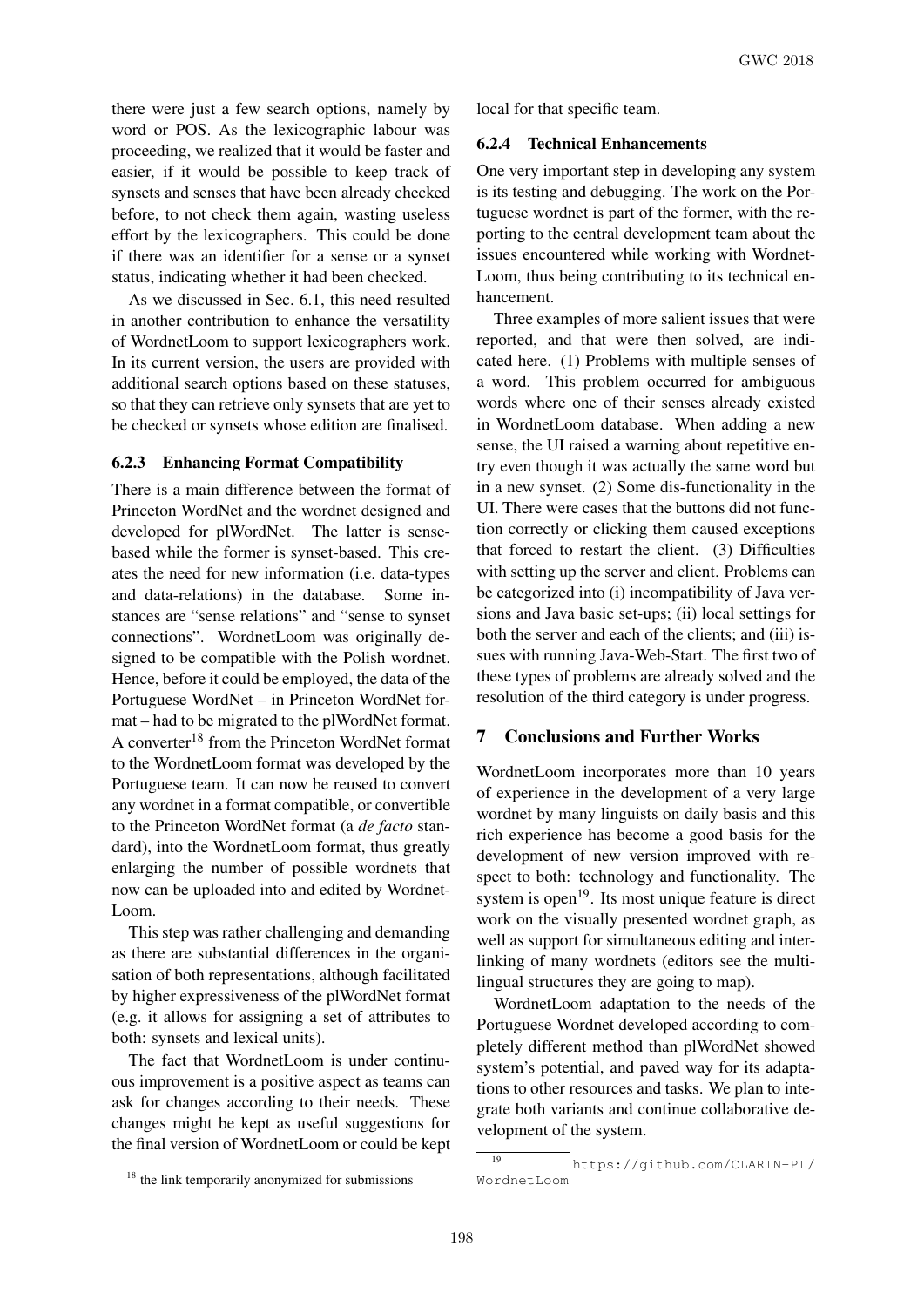there were just a few search options, namely by word or POS. As the lexicographic labour was proceeding, we realized that it would be faster and easier, if it would be possible to keep track of synsets and senses that have been already checked before, to not check them again, wasting useless effort by the lexicographers. This could be done if there was an identifier for a sense or a synset status, indicating whether it had been checked.

As we discussed in Sec. 6.1, this need resulted in another contribution to enhance the versatility of WordnetLoom to support lexicographers work. In its current version, the users are provided with additional search options based on these statuses, so that they can retrieve only synsets that are yet to be checked or synsets whose edition are finalised.

#### 6.2.3 Enhancing Format Compatibility

There is a main difference between the format of Princeton WordNet and the wordnet designed and developed for plWordNet. The latter is sense-based while the former is synset-based. This creates the need for new information (i.e. data-types and data-relations) in the database. Some instances are "sense relations" and "sense to synset connections". WordnetLoom was originally designed to be compatible with the Polish wordnet. Hence, before it could be employed, the data of the Portuguese WordNet – in Princeton WordNet format – had to be migrated to the plWordNet format. A converter[18] from the Princeton WordNet format to the WordnetLoom format was developed by the Portuguese team. It can now be reused to convert any wordnet in a format compatible, or convertible to the Princeton WordNet format (a *de facto* standard), into the WordnetLoom format, thus greatly enlarging the number of possible wordnets that now can be uploaded into and edited by WordnetLoom.

This step was rather challenging and demanding as there are substantial differences in the organisation of both representations, although facilitated by higher expressiveness of the plWordNet format (e.g. it allows for assigning a set of attributes to both: synsets and lexical units).

The fact that WordnetLoom is under continuous improvement is a positive aspect as teams can ask for changes according to their needs. These changes might be kept as useful suggestions for the final version of WordnetLoom or could be kept local for that specific team.

#### 6.2.4 Technical Enhancements

One very important step in developing any system is its testing and debugging. The work on the Portuguese wordnet is part of the former, with the reporting to the central development team about the issues encountered while working with WordnetLoom, thus being contributing to its technical enhancement.

Three examples of more salient issues that were reported, and that were then solved, are indicated here. (1) Problems with multiple senses of a word. This problem occurred for ambiguous words where one of their senses already existed in WordnetLoom database. When adding a new sense, the UI raised a warning about repetitive entry even though it was actually the same word but in a new synset. (2) Some dis-functionality in the UI. There were cases that the buttons did not function correctly or clicking them caused exceptions that forced to restart the client. (3) Difficulties with setting up the server and client. Problems can be categorized into (i) incompatibility of Java versions and Java basic set-ups; (ii) local settings for both the server and each of the clients; and (iii) issues with running Java-Web-Start. The first two of these types of problems are already solved and the resolution of the third category is under progress.

## 7 Conclusions and Further Works

WordnetLoom incorporates more than 10 years of experience in the development of a very large wordnet by many linguists on daily basis and this rich experience has become a good basis for the development of new version improved with respect to both: technology and functionality. The system is open[19]. Its most unique feature is direct work on the visually presented wordnet graph, as well as support for simultaneous editing and interlinking of many wordnets (editors see the multilingual structures they are going to map).

WordnetLoom adaptation to the needs of the Portuguese Wordnet developed according to completely different method than plWordNet showed system's potential, and paved way for its adaptations to other resources and tasks. We plan to integrate both variants and continue collaborative development of the system.

[18] the link temporarily anonymized for submissions

[19] https://github.com/CLARIN-PL/WordnetLoom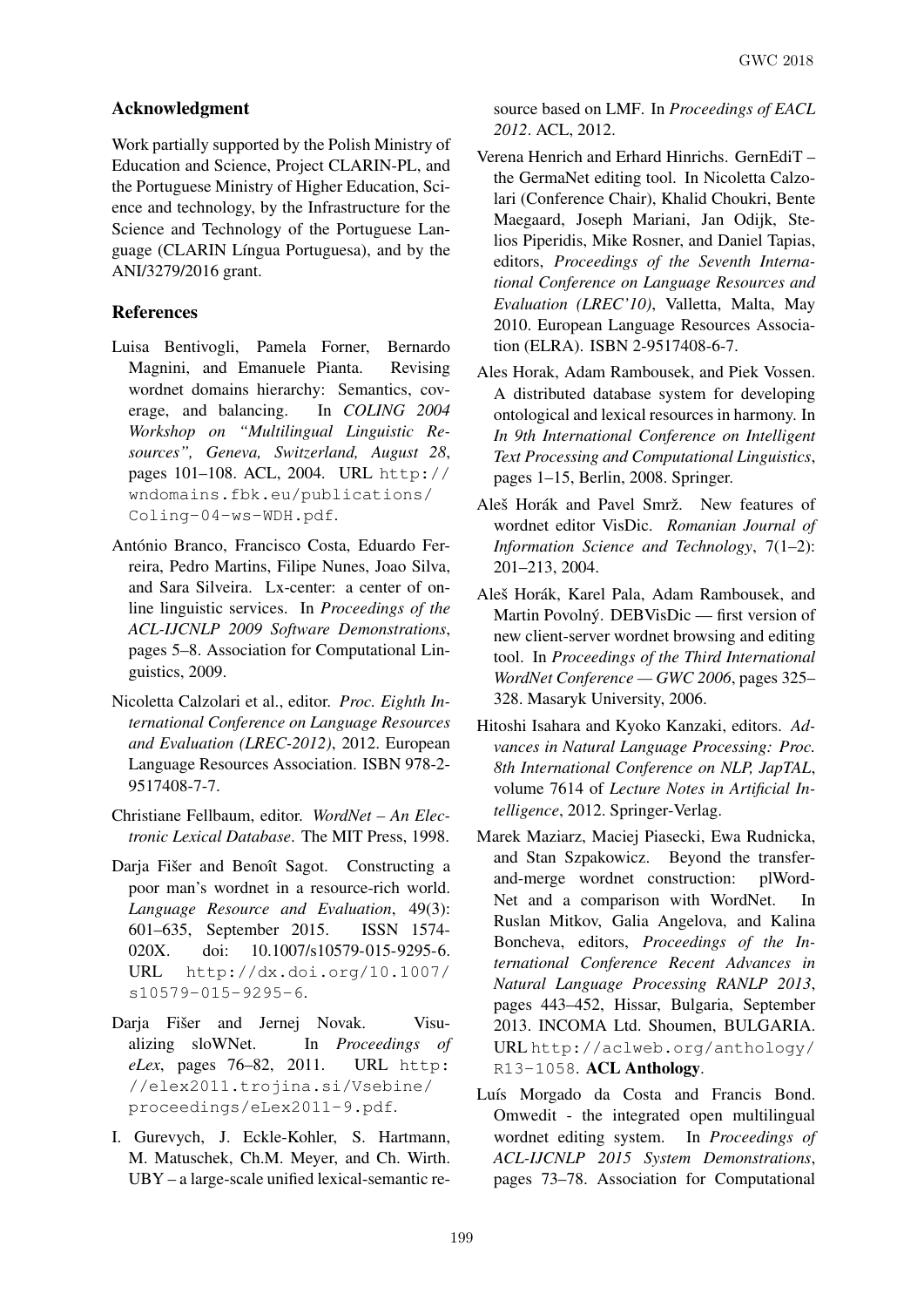## Acknowledgment

Work partially supported by the Polish Ministry of Education and Science, Project CLARIN-PL, and the Portuguese Ministry of Higher Education, Science and technology, by the Infrastructure for the Science and Technology of the Portuguese Language (CLARIN Língua Portuguesa), and by the ANI/3279/2016 grant.

## References

Luisa Bentivogli, Pamela Forner, Bernardo Magnini, and Emanuele Pianta. Revising wordnet domains hierarchy: Semantics, coverage, and balancing. In *COLING 2004 Workshop on "Multilingual Linguistic Resources", Geneva, Switzerland, August 28*, pages 101–108. ACL, 2004. URL http://wndomains.fbk.eu/publications/Coling-04-ws-WDH.pdf.

António Branco, Francisco Costa, Eduardo Ferreira, Pedro Martins, Filipe Nunes, Joao Silva, and Sara Silveira. Lx-center: a center of online linguistic services. In *Proceedings of the ACL-IJCNLP 2009 Software Demonstrations*, pages 5–8. Association for Computational Linguistics, 2009.

Nicoletta Calzolari et al., editor. *Proc. Eighth International Conference on Language Resources and Evaluation (LREC-2012)*, 2012. European Language Resources Association. ISBN 978-2-9517408-7-7.

Christiane Fellbaum, editor. *WordNet – An Electronic Lexical Database*. The MIT Press, 1998.

Darja Fišer and Benoît Sagot. Constructing a poor man's wordnet in a resource-rich world. *Language Resource and Evaluation*, 49(3): 601–635, September 2015. ISSN 1574-020X. doi: 10.1007/s10579-015-9295-6. URL http://dx.doi.org/10.1007/s10579-015-9295-6.

Darja Fišer and Jernej Novak. Visualizing sloWNet. In *Proceedings of eLex*, pages 76–82, 2011. URL http://elex2011.trojina.si/Vsebine/proceedings/eLex2011-9.pdf.

I. Gurevych, J. Eckle-Kohler, S. Hartmann, M. Matuschek, Ch.M. Meyer, and Ch. Wirth. UBY – a large-scale unified lexical-semantic resource based on LMF. In *Proceedings of EACL 2012*. ACL, 2012.

Verena Henrich and Erhard Hinrichs. GernEdiT – the GermaNet editing tool. In Nicoletta Calzolari (Conference Chair), Khalid Choukri, Bente Maegaard, Joseph Mariani, Jan Odijk, Stelios Piperidis, Mike Rosner, and Daniel Tapias, editors, *Proceedings of the Seventh International Conference on Language Resources and Evaluation (LREC'10)*, Valletta, Malta, May 2010. European Language Resources Association (ELRA). ISBN 2-9517408-6-7.

Ales Horak, Adam Rambousek, and Piek Vossen. A distributed database system for developing ontological and lexical resources in harmony. In *In 9th International Conference on Intelligent Text Processing and Computational Linguistics*, pages 1–15, Berlin, 2008. Springer.

Aleš Horák and Pavel Smrž. New features of wordnet editor VisDic. *Romanian Journal of Information Science and Technology*, 7(1–2): 201–213, 2004.

Aleš Horák, Karel Pala, Adam Rambousek, and Martin Povolný. DEBVisDic — first version of new client-server wordnet browsing and editing tool. In *Proceedings of the Third International WordNet Conference — GWC 2006*, pages 325–328. Masaryk University, 2006.

Hitoshi Isahara and Kyoko Kanzaki, editors. *Advances in Natural Language Processing: Proc. 8th International Conference on NLP, JapTAL*, volume 7614 of *Lecture Notes in Artificial Intelligence*, 2012. Springer-Verlag.

Marek Maziarz, Maciej Piasecki, Ewa Rudnicka, and Stan Szpakowicz. Beyond the transfer-and-merge wordnet construction: plWordNet and a comparison with WordNet. In Ruslan Mitkov, Galia Angelova, and Kalina Boncheva, editors, *Proceedings of the International Conference Recent Advances in Natural Language Processing RANLP 2013*, pages 443–452, Hissar, Bulgaria, September 2013. INCOMA Ltd. Shoumen, BULGARIA. URL http://aclweb.org/anthology/R13-1058. **ACL Anthology**.

Luís Morgado da Costa and Francis Bond. Omwedit - the integrated open multilingual wordnet editing system. In *Proceedings of ACL-IJCNLP 2015 System Demonstrations*, pages 73–78. Association for Computational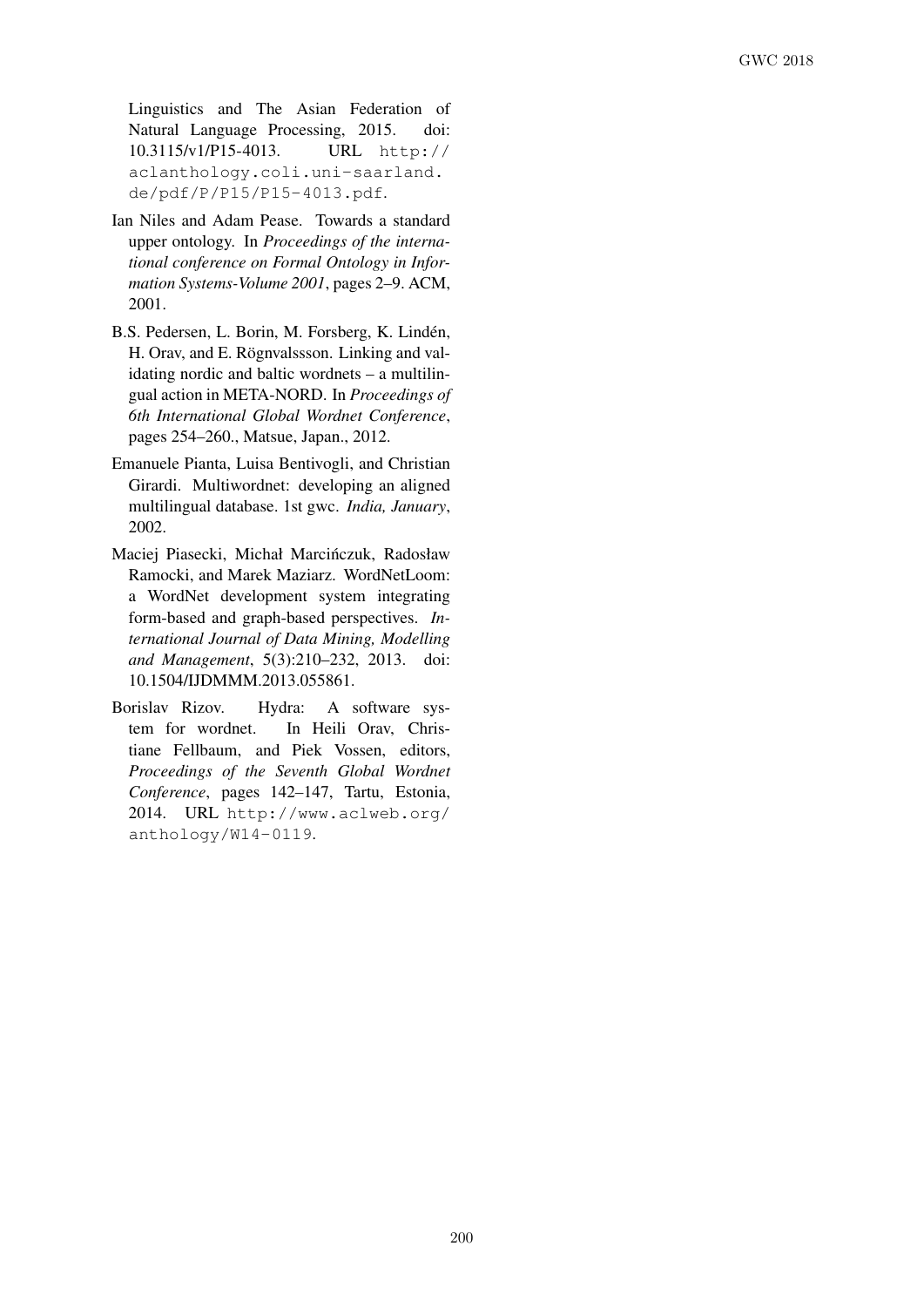Linguistics and The Asian Federation of Natural Language Processing, 2015. doi: 10.3115/v1/P15-4013. URL http://aclanthology.coli.uni-saarland.de/pdf/P/P15/P15-4013.pdf.

Ian Niles and Adam Pease. Towards a standard upper ontology. In *Proceedings of the international conference on Formal Ontology in Information Systems-Volume 2001*, pages 2–9. ACM, 2001.

B.S. Pedersen, L. Borin, M. Forsberg, K. Lindén, H. Orav, and E. Rögnvalssson. Linking and validating nordic and baltic wordnets – a multilingual action in META-NORD. In *Proceedings of 6th International Global Wordnet Conference*, pages 254–260., Matsue, Japan., 2012.

Emanuele Pianta, Luisa Bentivogli, and Christian Girardi. Multiwordnet: developing an aligned multilingual database. 1st gwc. *India, January*, 2002.

Maciej Piasecki, Michał Marcińczuk, Radosław Ramocki, and Marek Maziarz. WordNetLoom: a WordNet development system integrating form-based and graph-based perspectives. *International Journal of Data Mining, Modelling and Management*, 5(3):210–232, 2013. doi: 10.1504/IJDMMM.2013.055861.

Borislav Rizov. Hydra: A software system for wordnet. In Heili Orav, Christiane Fellbaum, and Piek Vossen, editors, *Proceedings of the Seventh Global Wordnet Conference*, pages 142–147, Tartu, Estonia, 2014. URL http://www.aclweb.org/anthology/W14-0119.